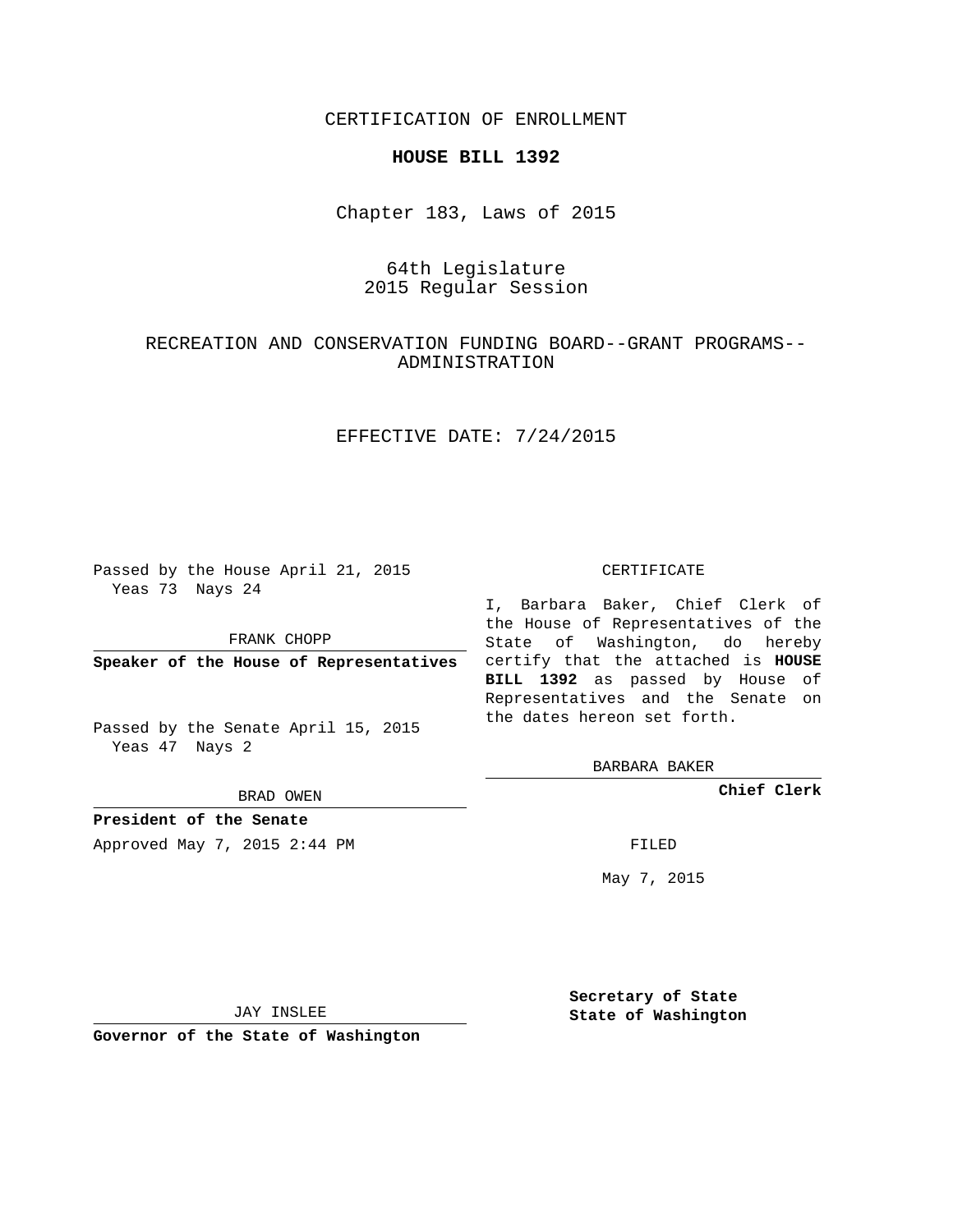CERTIFICATION OF ENROLLMENT

**HOUSE BILL 1392**

Chapter 183, Laws of 2015

64th Legislature
2015 Regular Session

RECREATION AND CONSERVATION FUNDING BOARD--GRANT PROGRAMS--ADMINISTRATION

EFFECTIVE DATE: 7/24/2015

Passed by the House April 21, 2015
Yeas 73 Nays 24

FRANK CHOPP

**Speaker of the House of Representatives**

Passed by the Senate April 15, 2015
Yeas 47 Nays 2

BRAD OWEN

**President of the Senate**

Approved May 7, 2015 2:44 PM

JAY INSLEE

**Governor of the State of Washington**

CERTIFICATE

I, Barbara Baker, Chief Clerk of the House of Representatives of the State of Washington, do hereby certify that the attached is **HOUSE BILL 1392** as passed by House of Representatives and the Senate on the dates hereon set forth.

BARBARA BAKER

**Chief Clerk**

FILED

May 7, 2015

**Secretary of State**
**State of Washington**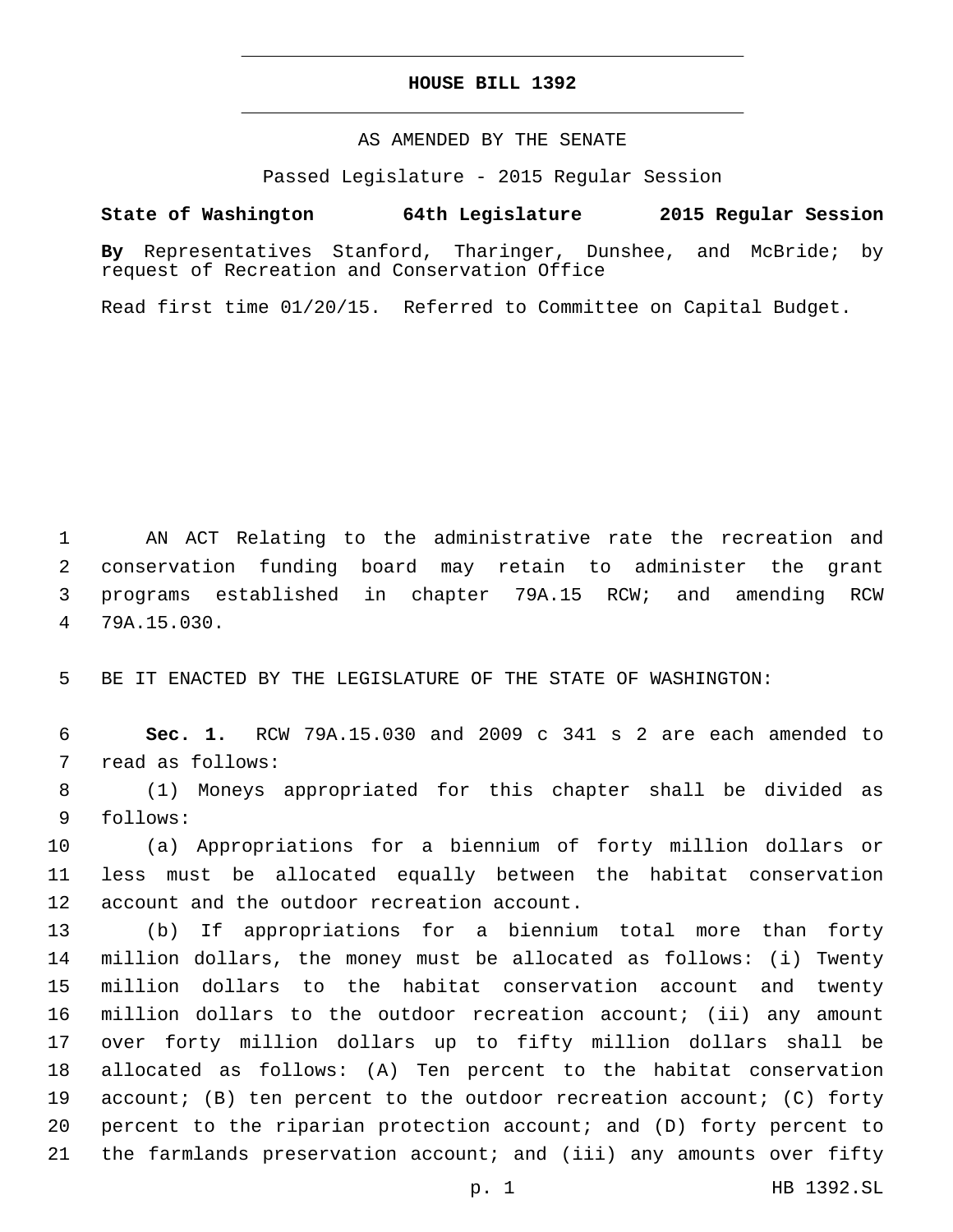# HOUSE BILL 1392

AS AMENDED BY THE SENATE

Passed Legislature - 2015 Regular Session

**State of Washington 64th Legislature 2015 Regular Session**

**By** Representatives Stanford, Tharinger, Dunshee, and McBride; by request of Recreation and Conservation Office

Read first time 01/20/15. Referred to Committee on Capital Budget.

1 AN ACT Relating to the administrative rate the recreation and
2 conservation funding board may retain to administer the grant
3 programs established in chapter 79A.15 RCW; and amending RCW
4 79A.15.030.

5 BE IT ENACTED BY THE LEGISLATURE OF THE STATE OF WASHINGTON:

6 **Sec. 1.** RCW 79A.15.030 and 2009 c 341 s 2 are each amended to
7 read as follows:

8 (1) Moneys appropriated for this chapter shall be divided as
9 follows:

10 (a) Appropriations for a biennium of forty million dollars or
11 less must be allocated equally between the habitat conservation
12 account and the outdoor recreation account.

13 (b) If appropriations for a biennium total more than forty
14 million dollars, the money must be allocated as follows: (i) Twenty
15 million dollars to the habitat conservation account and twenty
16 million dollars to the outdoor recreation account; (ii) any amount
17 over forty million dollars up to fifty million dollars shall be
18 allocated as follows: (A) Ten percent to the habitat conservation
19 account; (B) ten percent to the outdoor recreation account; (C) forty
20 percent to the riparian protection account; and (D) forty percent to
21 the farmlands preservation account; and (iii) any amounts over fifty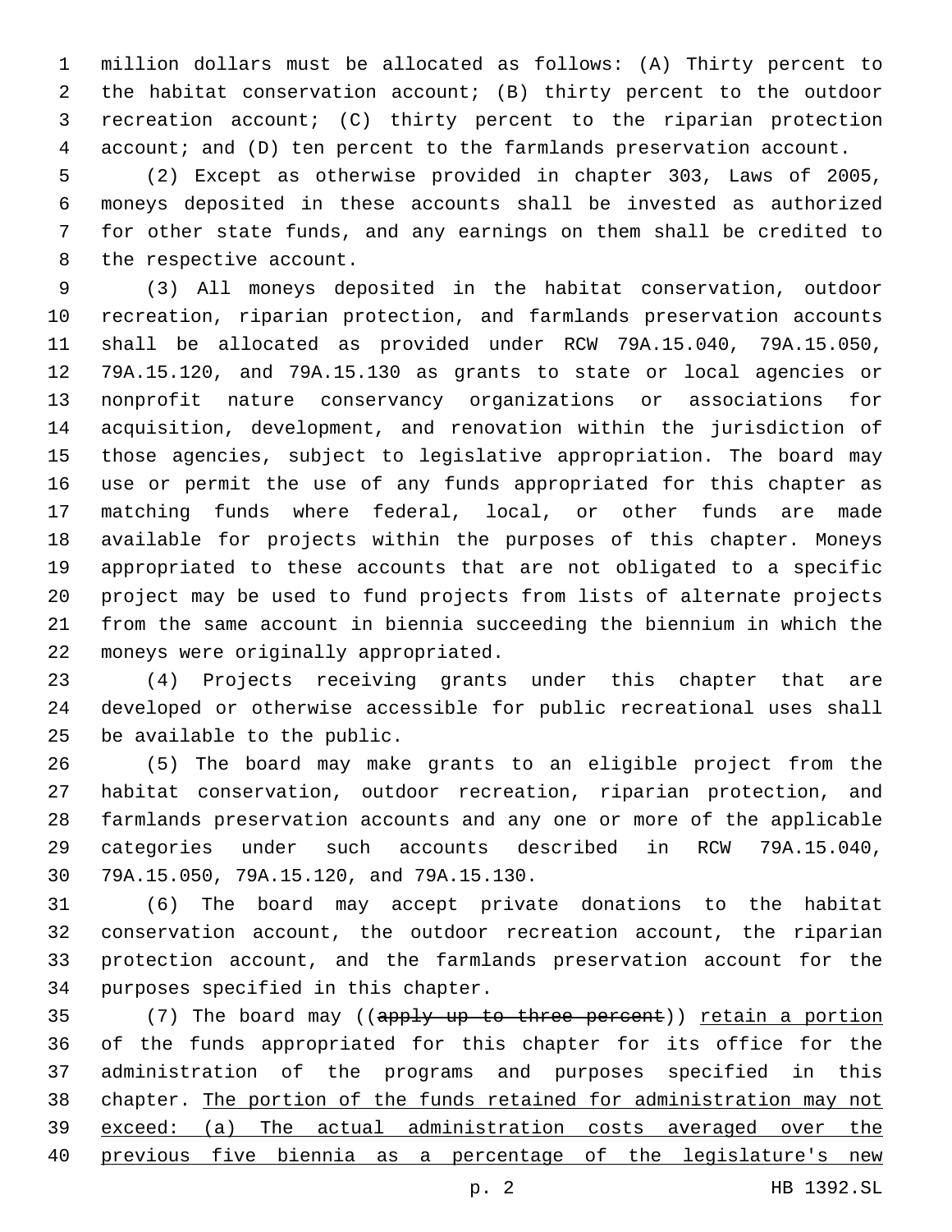million dollars must be allocated as follows: (A) Thirty percent to the habitat conservation account; (B) thirty percent to the outdoor recreation account; (C) thirty percent to the riparian protection account; and (D) ten percent to the farmlands preservation account.

(2) Except as otherwise provided in chapter 303, Laws of 2005, moneys deposited in these accounts shall be invested as authorized for other state funds, and any earnings on them shall be credited to the respective account.

(3) All moneys deposited in the habitat conservation, outdoor recreation, riparian protection, and farmlands preservation accounts shall be allocated as provided under RCW 79A.15.040, 79A.15.050, 79A.15.120, and 79A.15.130 as grants to state or local agencies or nonprofit nature conservancy organizations or associations for acquisition, development, and renovation within the jurisdiction of those agencies, subject to legislative appropriation. The board may use or permit the use of any funds appropriated for this chapter as matching funds where federal, local, or other funds are made available for projects within the purposes of this chapter. Moneys appropriated to these accounts that are not obligated to a specific project may be used to fund projects from lists of alternate projects from the same account in biennia succeeding the biennium in which the moneys were originally appropriated.

(4) Projects receiving grants under this chapter that are developed or otherwise accessible for public recreational uses shall be available to the public.

(5) The board may make grants to an eligible project from the habitat conservation, outdoor recreation, riparian protection, and farmlands preservation accounts and any one or more of the applicable categories under such accounts described in RCW 79A.15.040, 79A.15.050, 79A.15.120, and 79A.15.130.

(6) The board may accept private donations to the habitat conservation account, the outdoor recreation account, the riparian protection account, and the farmlands preservation account for the purposes specified in this chapter.

(7) The board may ((~~apply up to three percent~~)) <u>retain a portion</u> of the funds appropriated for this chapter for its office for the administration of the programs and purposes specified in this chapter. <u>The portion of the funds retained for administration may not exceed: (a) The actual administration costs averaged over the previous five biennia as a percentage of the legislature's new</u>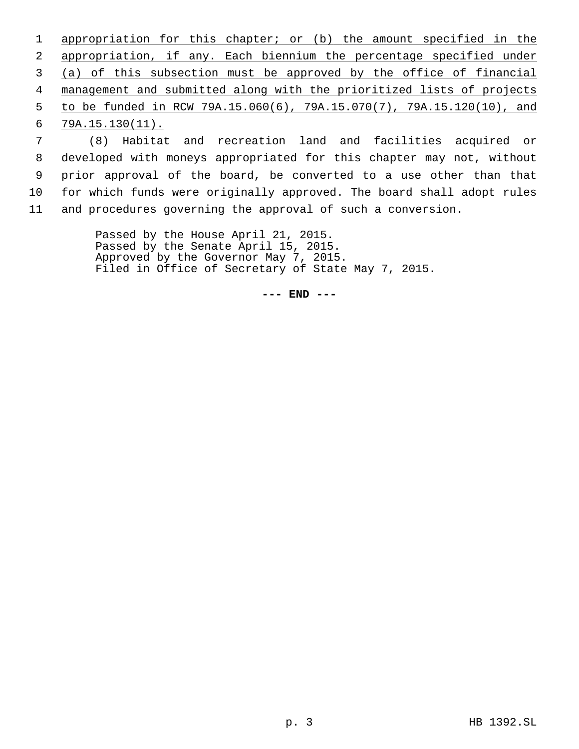appropriation for this chapter; or (b) the amount specified in the appropriation, if any. Each biennium the percentage specified under (a) of this subsection must be approved by the office of financial management and submitted along with the prioritized lists of projects to be funded in RCW 79A.15.060(6), 79A.15.070(7), 79A.15.120(10), and 79A.15.130(11).

(8) Habitat and recreation land and facilities acquired or developed with moneys appropriated for this chapter may not, without prior approval of the board, be converted to a use other than that for which funds were originally approved. The board shall adopt rules and procedures governing the approval of such a conversion.

Passed by the House April 21, 2015.
Passed by the Senate April 15, 2015.
Approved by the Governor May 7, 2015.
Filed in Office of Secretary of State May 7, 2015.

**--- END ---**